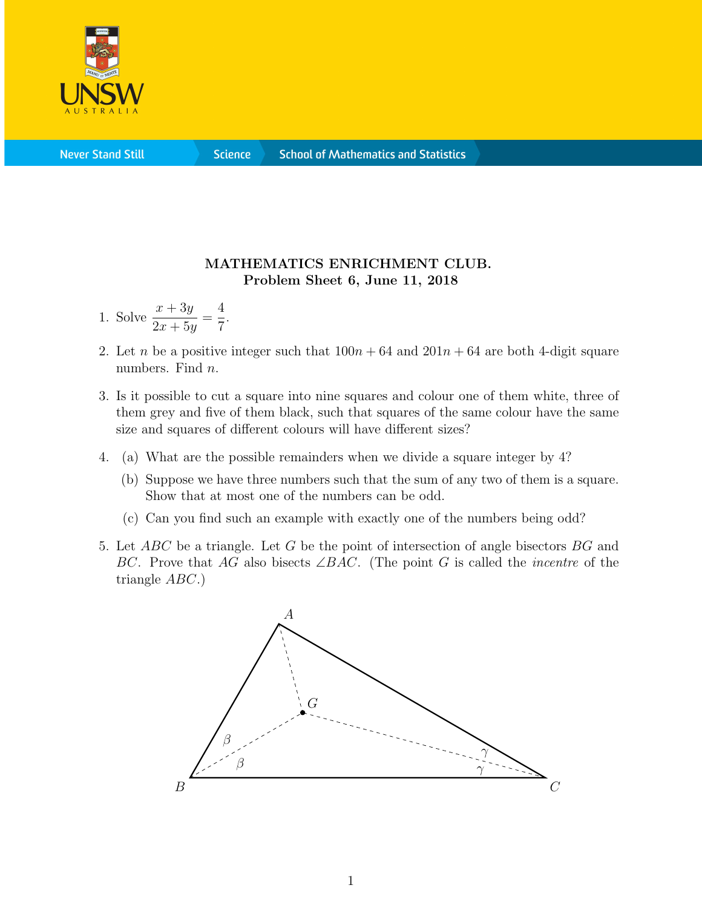**MATHEMATICS ENRICHMENT CLUB.**
**Problem Sheet 6, June 11, 2018**

1. Solve $\dfrac{x+3y}{2x+5y} = \dfrac{4}{7}$.

2. Let $n$ be a positive integer such that $100n + 64$ and $201n + 64$ are both 4-digit square numbers. Find $n$.

3. Is it possible to cut a square into nine squares and colour one of them white, three of them grey and five of them black, such that squares of the same colour have the same size and squares of different colours will have different sizes?

4. (a) What are the possible remainders when we divide a square integer by 4?

   (b) Suppose we have three numbers such that the sum of any two of them is a square. Show that at most one of the numbers can be odd.

   (c) Can you find such an example with exactly one of the numbers being odd?

5. Let $ABC$ be a triangle. Let $G$ be the point of intersection of angle bisectors $BG$ and $BC$. Prove that $AG$ also bisects $\angle BAC$. (The point $G$ is called the *incentre* of the triangle $ABC$.)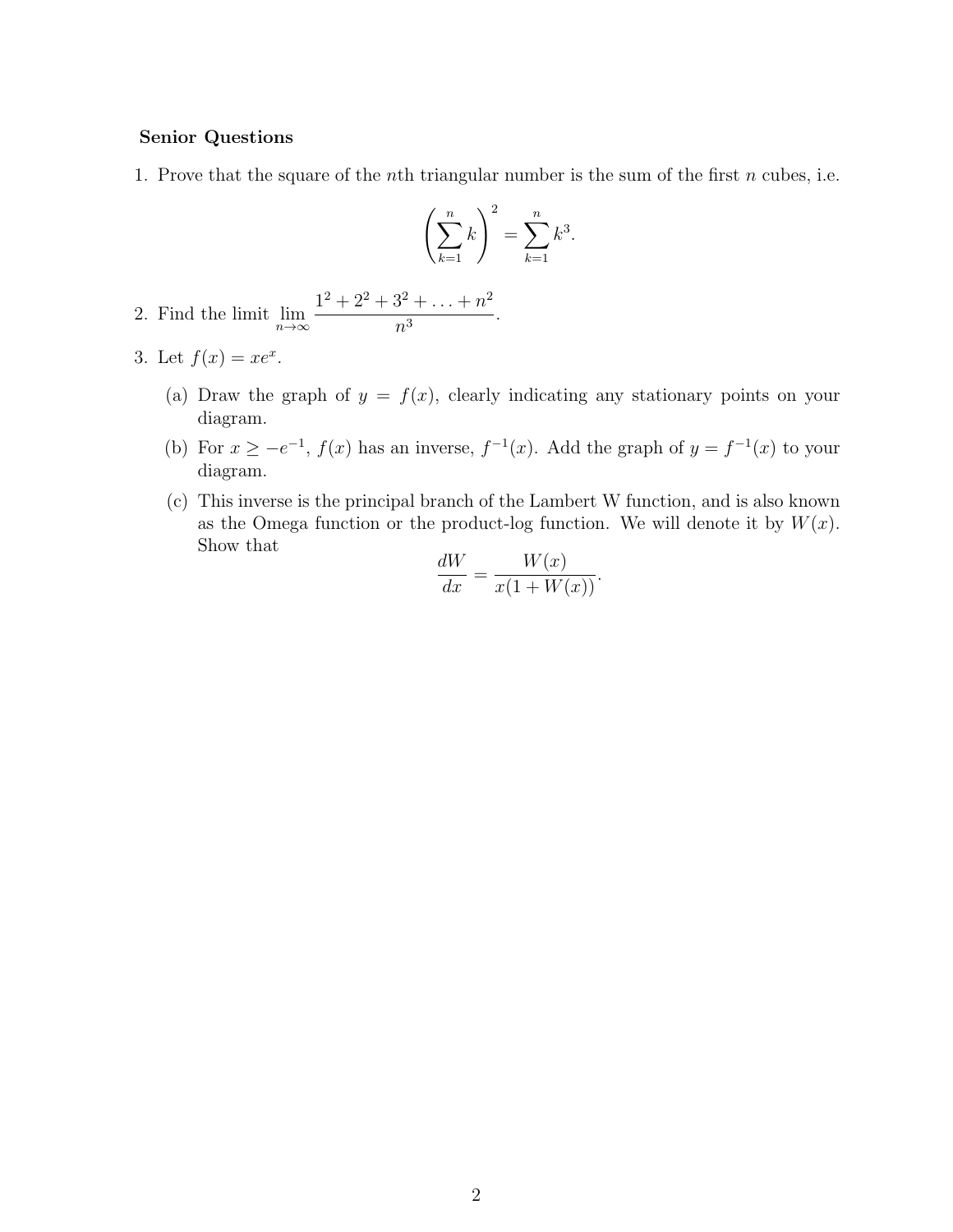**Senior Questions**

1. Prove that the square of the $n$th triangular number is the sum of the first $n$ cubes, i.e.

$$\left(\sum_{k=1}^{n} k\right)^2 = \sum_{k=1}^{n} k^3.$$

2. Find the limit $\displaystyle\lim_{n\to\infty} \frac{1^2 + 2^2 + 3^2 + \ldots + n^2}{n^3}$.

3. Let $f(x) = xe^x$.

   (a) Draw the graph of $y = f(x)$, clearly indicating any stationary points on your diagram.

   (b) For $x \geq -e^{-1}$, $f(x)$ has an inverse, $f^{-1}(x)$. Add the graph of $y = f^{-1}(x)$ to your diagram.

   (c) This inverse is the principal branch of the Lambert W function, and is also known as the Omega function or the product-log function. We will denote it by $W(x)$. Show that

$$\frac{dW}{dx} = \frac{W(x)}{x(1 + W(x))}.$$